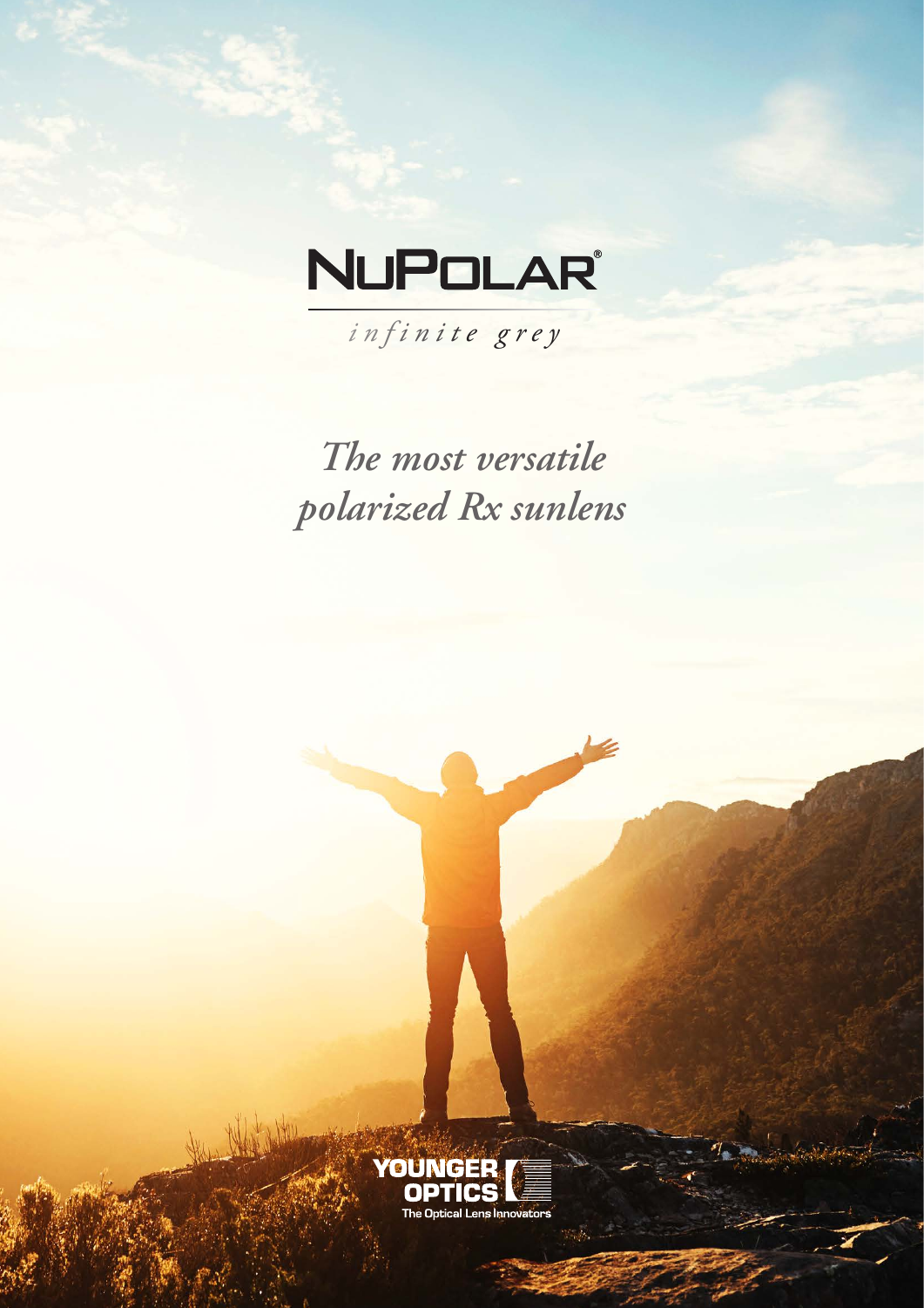# NuPolar®

*infinite grey*

## *The most versatile polarized Rx sunlens*

YOUNGER OPTICS
The Optical Lens Innovators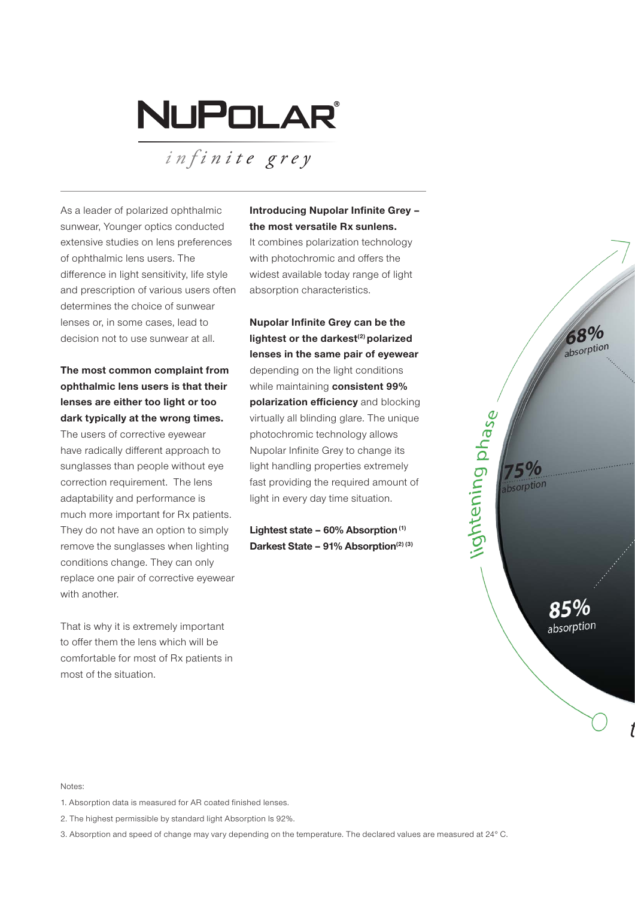# NuPolar®

*infinite grey*

As a leader of polarized ophthalmic sunwear, Younger optics conducted extensive studies on lens preferences of ophthalmic lens users. The difference in light sensitivity, life style and prescription of various users often determines the choice of sunwear lenses or, in some cases, lead to decision not to use sunwear at all.

**The most common complaint from ophthalmic lens users is that their lenses are either too light or too dark typically at the wrong times.** The users of corrective eyewear have radically different approach to sunglasses than people without eye correction requirement. The lens adaptability and performance is much more important for Rx patients. They do not have an option to simply remove the sunglasses when lighting conditions change. They can only replace one pair of corrective eyewear with another.

That is why it is extremely important to offer them the lens which will be comfortable for most of Rx patients in most of the situation.

**Introducing Nupolar Infinite Grey – the most versatile Rx sunlens.** It combines polarization technology with photochromic and offers the widest available today range of light absorption characteristics.

**Nupolar Infinite Grey can be the lightest or the darkest[2] polarized lenses in the same pair of eyewear** depending on the light conditions while maintaining **consistent 99% polarization efficiency** and blocking virtually all blinding glare. The unique photochromic technology allows Nupolar Infinite Grey to change its light handling properties extremely fast providing the required amount of light in every day time situation.

**Lightest state – 60% Absorption [1]**
**Darkest State – 91% Absorption[2] [3]**

lightening phase

68% absorption

75% absorption

85% absorption

Notes:

1. Absorption data is measured for AR coated finished lenses.
2. The highest permissible by standard light Absorption Is 92%.
3. Absorption and speed of change may vary depending on the temperature. The declared values are measured at 24° C.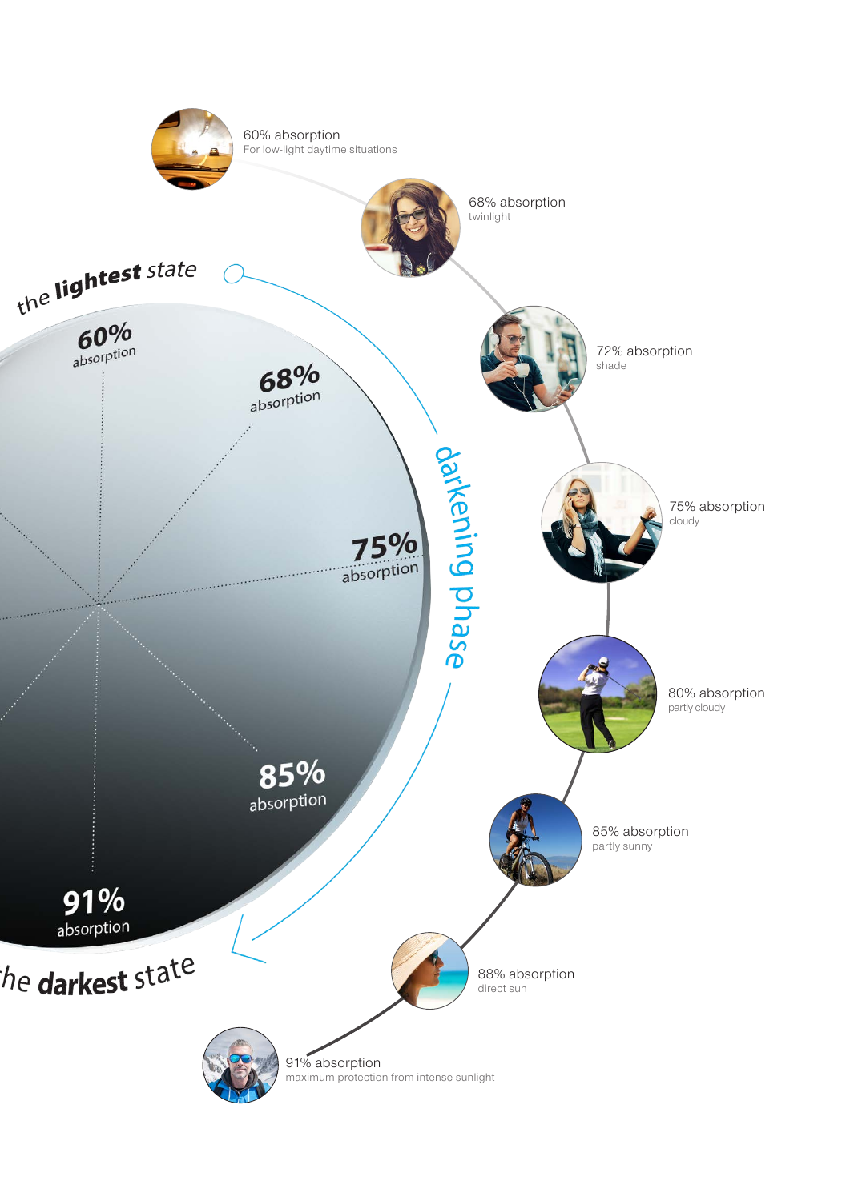60% absorption
For low-light daytime situations

68% absorption
twinlight

72% absorption
shade

75% absorption
cloudy

80% absorption
partly cloudy

85% absorption
partly sunny

88% absorption
direct sun

91% absorption
maximum protection from intense sunlight

the **lightest** state

60% absorption

68% absorption

75% absorption

85% absorption

91% absorption

darkening phase

the **darkest** state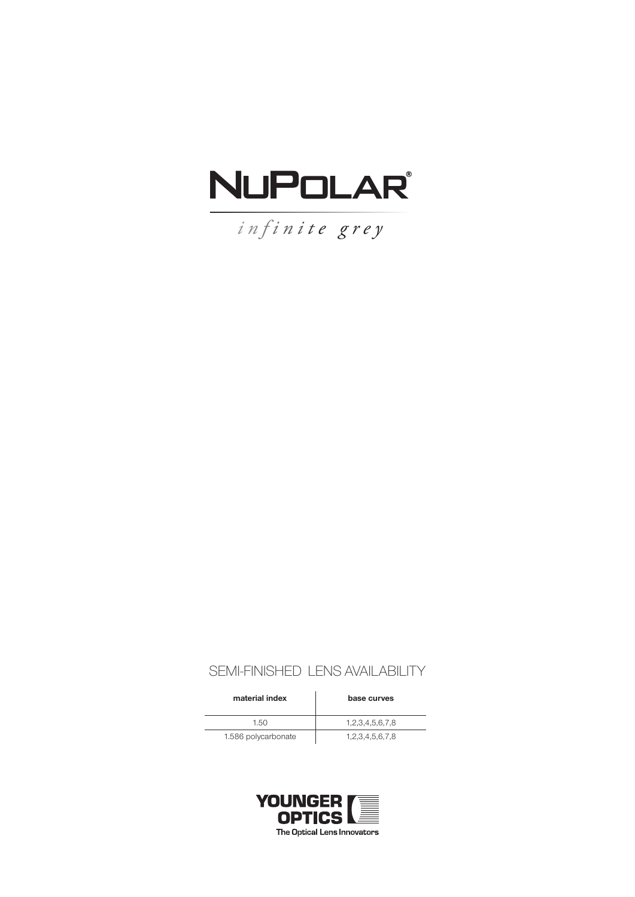# NuPolar®

*infinite grey*

## SEMI-FINISHED LENS AVAILABILITY

| **material index** | **base curves** |
|---|---|
| 1.50 | 1,2,3,4,5,6,7,8 |
| 1.586 polycarbonate | 1,2,3,4,5,6,7,8 |

**YOUNGER OPTICS**

The Optical Lens Innovators